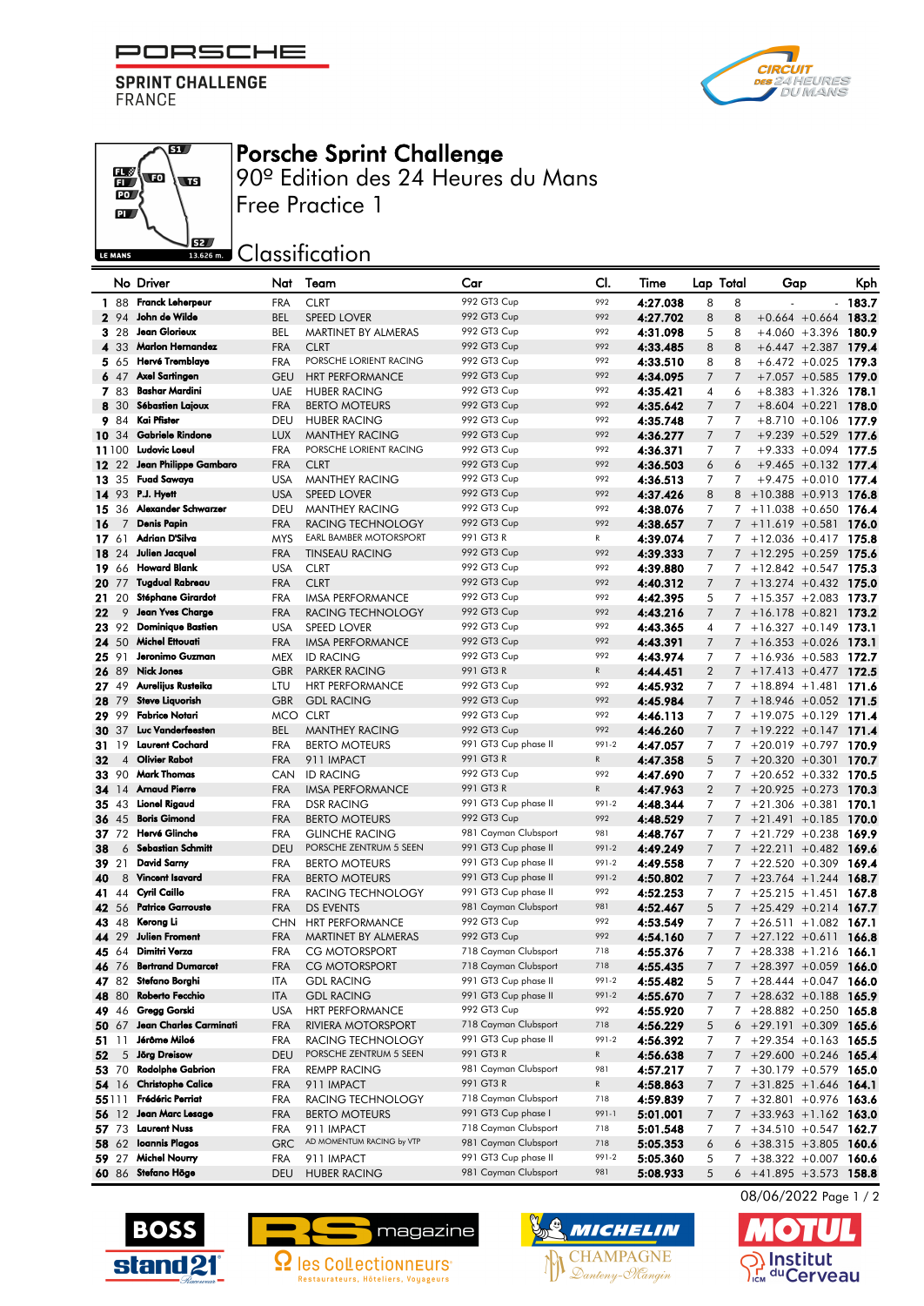PORSCHE SPRINT CHALLENGE FRANCE

# Porsche Sprint Challenge

## 90º Edition des 24 Heures du Mans

## Free Practice 1

## Classification

| | No | Driver | Nat | Team | Car | Cl. | Time | Lap | Total | Gap | | Kph |
|---|---|---|---|---|---|---|---|---|---|---|---|---|
| 1 | 88 | Franck Leherpeur | FRA | CLRT | 992 GT3 Cup | 992 | 4:27.038 | 8 | 8 | - | - | 183.7 |
| 2 | 94 | John de Wilde | BEL | SPEED LOVER | 992 GT3 Cup | 992 | 4:27.702 | 8 | 8 | +0.664 | +0.664 | 183.2 |
| 3 | 28 | Jean Glorieux | BEL | MARTINET BY ALMERAS | 992 GT3 Cup | 992 | 4:31.098 | 5 | 8 | +4.060 | +3.396 | 180.9 |
| 4 | 33 | Marlon Hernandez | FRA | CLRT | 992 GT3 Cup | 992 | 4:33.485 | 8 | 8 | +6.447 | +2.387 | 179.4 |
| 5 | 65 | Hervé Tremblaye | FRA | PORSCHE LORIENT RACING | 992 GT3 Cup | 992 | 4:33.510 | 8 | 8 | +6.472 | +0.025 | 179.3 |
| 6 | 47 | Axel Sartingen | GEU | HRT PERFORMANCE | 992 GT3 Cup | 992 | 4:34.095 | 7 | 7 | +7.057 | +0.585 | 179.0 |
| 7 | 83 | Bashar Mardini | UAE | HUBER RACING | 992 GT3 Cup | 992 | 4:35.421 | 4 | 6 | +8.383 | +1.326 | 178.1 |
| 8 | 30 | Sébastien Lajoux | FRA | BERTO MOTEURS | 992 GT3 Cup | 992 | 4:35.642 | 7 | 7 | +8.604 | +0.221 | 178.0 |
| 9 | 84 | Kai Pfister | DEU | HUBER RACING | 992 GT3 Cup | 992 | 4:35.748 | 7 | 7 | +8.710 | +0.106 | 177.9 |
| 10 | 34 | Gabriele Rindone | LUX | MANTHEY RACING | 992 GT3 Cup | 992 | 4:36.277 | 7 | 7 | +9.239 | +0.529 | 177.6 |
| 11 | 100 | Ludovic Loeul | FRA | PORSCHE LORIENT RACING | 992 GT3 Cup | 992 | 4:36.371 | 7 | 7 | +9.333 | +0.094 | 177.5 |
| 12 | 22 | Jean Philippe Gambaro | FRA | CLRT | 992 GT3 Cup | 992 | 4:36.503 | 6 | 6 | +9.465 | +0.132 | 177.4 |
| 13 | 35 | Fuad Sawaya | USA | MANTHEY RACING | 992 GT3 Cup | 992 | 4:36.513 | 7 | 7 | +9.475 | +0.010 | 177.4 |
| 14 | 93 | P.J. Hyett | USA | SPEED LOVER | 992 GT3 Cup | 992 | 4:37.426 | 8 | 8 | +10.388 | +0.913 | 176.8 |
| 15 | 36 | Alexander Schwarzer | DEU | MANTHEY RACING | 992 GT3 Cup | 992 | 4:38.076 | 7 | 7 | +11.038 | +0.650 | 176.4 |
| 16 | 7 | Denis Papin | FRA | RACING TECHNOLOGY | 992 GT3 Cup | 992 | 4:38.657 | 7 | 7 | +11.619 | +0.581 | 176.0 |
| 17 | 61 | Adrian D'Silva | MYS | EARL BAMBER MOTORSPORT | 991 GT3 R | R | 4:39.074 | 7 | 7 | +12.036 | +0.417 | 175.8 |
| 18 | 24 | Julien Jacquel | FRA | TINSEAU RACING | 992 GT3 Cup | 992 | 4:39.333 | 7 | 7 | +12.295 | +0.259 | 175.6 |
| 19 | 66 | Howard Blank | USA | CLRT | 992 GT3 Cup | 992 | 4:39.880 | 7 | 7 | +12.842 | +0.547 | 175.3 |
| 20 | 77 | Tugdual Rabreau | FRA | CLRT | 992 GT3 Cup | 992 | 4:40.312 | 7 | 7 | +13.274 | +0.432 | 175.0 |
| 21 | 20 | Stéphane Girardot | FRA | IMSA PERFORMANCE | 992 GT3 Cup | 992 | 4:42.395 | 5 | 7 | +15.357 | +2.083 | 173.7 |
| 22 | 9 | Jean Yves Charge | FRA | RACING TECHNOLOGY | 992 GT3 Cup | 992 | 4:43.216 | 7 | 7 | +16.178 | +0.821 | 173.2 |
| 23 | 92 | Dominique Bastien | USA | SPEED LOVER | 992 GT3 Cup | 992 | 4:43.365 | 4 | 7 | +16.327 | +0.149 | 173.1 |
| 24 | 50 | Michel Ettouati | FRA | IMSA PERFORMANCE | 992 GT3 Cup | 992 | 4:43.391 | 7 | 7 | +16.353 | +0.026 | 173.1 |
| 25 | 91 | Jeronimo Guzman | MEX | ID RACING | 992 GT3 Cup | 992 | 4:43.974 | 7 | 7 | +16.936 | +0.583 | 172.7 |
| 26 | 89 | Nick Jones | GBR | PARKER RACING | 991 GT3 R | R | 4:44.451 | 2 | 7 | +17.413 | +0.477 | 172.5 |
| 27 | 49 | Aurelijus Rusteika | LTU | HRT PERFORMANCE | 992 GT3 Cup | 992 | 4:45.932 | 7 | 7 | +18.894 | +1.481 | 171.6 |
| 28 | 79 | Steve Liquorish | GBR | GDL RACING | 992 GT3 Cup | 992 | 4:45.984 | 7 | 7 | +18.946 | +0.052 | 171.5 |
| 29 | 99 | Fabrice Notari | MCO | CLRT | 992 GT3 Cup | 992 | 4:46.113 | 7 | 7 | +19.075 | +0.129 | 171.4 |
| 30 | 37 | Luc Vanderfeesten | BEL | MANTHEY RACING | 992 GT3 Cup | 992 | 4:46.260 | 7 | 7 | +19.222 | +0.147 | 171.4 |
| 31 | 19 | Laurent Cochard | FRA | BERTO MOTEURS | 991 GT3 Cup phase II | 991-2 | 4:47.057 | 7 | 7 | +20.019 | +0.797 | 170.9 |
| 32 | 4 | Olivier Rabot | FRA | 911 IMPACT | 991 GT3 R | R | 4:47.358 | 5 | 7 | +20.320 | +0.301 | 170.7 |
| 33 | 90 | Mark Thomas | CAN | ID RACING | 992 GT3 Cup | 992 | 4:47.690 | 7 | 7 | +20.652 | +0.332 | 170.5 |
| 34 | 14 | Arnaud Pierre | FRA | IMSA PERFORMANCE | 991 GT3 R | R | 4:47.963 | 2 | 7 | +20.925 | +0.273 | 170.3 |
| 35 | 43 | Lionel Rigaud | FRA | DSR RACING | 991 GT3 Cup phase II | 991-2 | 4:48.344 | 7 | 7 | +21.306 | +0.381 | 170.1 |
| 36 | 45 | Boris Gimond | FRA | BERTO MOTEURS | 992 GT3 Cup | 992 | 4:48.529 | 7 | 7 | +21.491 | +0.185 | 170.0 |
| 37 | 72 | Hervé Glinche | FRA | GLINCHE RACING | 981 Cayman Clubsport | 981 | 4:48.767 | 7 | 7 | +21.729 | +0.238 | 169.9 |
| 38 | 6 | Sebastian Schmitt | DEU | PORSCHE ZENTRUM 5 SEEN | 991 GT3 Cup phase II | 991-2 | 4:49.249 | 7 | 7 | +22.211 | +0.482 | 169.6 |
| 39 | 21 | David Sarny | FRA | BERTO MOTEURS | 991 GT3 Cup phase II | 991-2 | 4:49.558 | 7 | 7 | +22.520 | +0.309 | 169.4 |
| 40 | 8 | Vincent Isavard | FRA | BERTO MOTEURS | 991 GT3 Cup phase II | 991-2 | 4:50.802 | 7 | 7 | +23.764 | +1.244 | 168.7 |
| 41 | 44 | Cyril Caillo | FRA | RACING TECHNOLOGY | 991 GT3 Cup phase II | 992 | 4:52.253 | 7 | 7 | +25.215 | +1.451 | 167.8 |
| 42 | 56 | Patrice Garrouste | FRA | DS EVENTS | 981 Cayman Clubsport | 981 | 4:52.467 | 5 | 7 | +25.429 | +0.214 | 167.7 |
| 43 | 48 | Kerong Li | CHN | HRT PERFORMANCE | 992 GT3 Cup | 992 | 4:53.549 | 7 | 7 | +26.511 | +1.082 | 167.1 |
| 44 | 29 | Julien Froment | FRA | MARTINET BY ALMERAS | 992 GT3 Cup | 992 | 4:54.160 | 7 | 7 | +27.122 | +0.611 | 166.8 |
| 45 | 64 | Dimitri Verza | FRA | CG MOTORSPORT | 718 Cayman Clubsport | 718 | 4:55.376 | 7 | 7 | +28.338 | +1.216 | 166.1 |
| 46 | 76 | Bertrand Dumarcet | FRA | CG MOTORSPORT | 718 Cayman Clubsport | 718 | 4:55.435 | 7 | 7 | +28.397 | +0.059 | 166.0 |
| 47 | 82 | Stefano Borghi | ITA | GDL RACING | 991 GT3 Cup phase II | 991-2 | 4:55.482 | 5 | 7 | +28.444 | +0.047 | 166.0 |
| 48 | 80 | Roberto Fecchio | ITA | GDL RACING | 991 GT3 Cup phase II | 991-2 | 4:55.670 | 7 | 7 | +28.632 | +0.188 | 165.9 |
| 49 | 46 | Gregg Gorski | USA | HRT PERFORMANCE | 992 GT3 Cup | 992 | 4:55.920 | 7 | 7 | +28.882 | +0.250 | 165.8 |
| 50 | 67 | Jean Charles Carminati | FRA | RIVIERA MOTORSPORT | 718 Cayman Clubsport | 718 | 4:56.229 | 5 | 6 | +29.191 | +0.309 | 165.6 |
| 51 | 11 | Jérôme Miloé | FRA | RACING TECHNOLOGY | 991 GT3 Cup phase II | 991-2 | 4:56.392 | 7 | 7 | +29.354 | +0.163 | 165.5 |
| 52 | 5 | Jörg Dreisow | DEU | PORSCHE ZENTRUM 5 SEEN | 991 GT3 R | R | 4:56.638 | 7 | 7 | +29.600 | +0.246 | 165.4 |
| 53 | 70 | Rodolphe Gabrion | FRA | REMPP RACING | 981 Cayman Clubsport | 981 | 4:57.217 | 7 | 7 | +30.179 | +0.579 | 165.0 |
| 54 | 16 | Christophe Calice | FRA | 911 IMPACT | 991 GT3 R | R | 4:58.863 | 7 | 7 | +31.825 | +1.646 | 164.1 |
| 55 | 111 | Frédéric Perriat | FRA | RACING TECHNOLOGY | 718 Cayman Clubsport | 718 | 4:59.839 | 7 | 7 | +32.801 | +0.976 | 163.6 |
| 56 | 12 | Jean Marc Lesage | FRA | BERTO MOTEURS | 991 GT3 Cup phase I | 991-1 | 5:01.001 | 7 | 7 | +33.963 | +1.162 | 163.0 |
| 57 | 73 | Laurent Nuss | FRA | 911 IMPACT | 718 Cayman Clubsport | 718 | 5:01.548 | 7 | 7 | +34.510 | +0.547 | 162.7 |
| 58 | 62 | Ioannis Plagos | GRC | AD MOMENTUM RACING by VTP | 981 Cayman Clubsport | 718 | 5:05.353 | 6 | 6 | +38.315 | +3.805 | 160.6 |
| 59 | 27 | Michel Nourry | FRA | 911 IMPACT | 991 GT3 Cup phase II | 991-2 | 5:05.360 | 5 | 7 | +38.322 | +0.007 | 160.6 |
| 60 | 86 | Stefano Höge | DEU | HUBER RACING | 981 Cayman Clubsport | 981 | 5:08.933 | 5 | 6 | +41.895 | +3.573 | 158.8 |

08/06/2022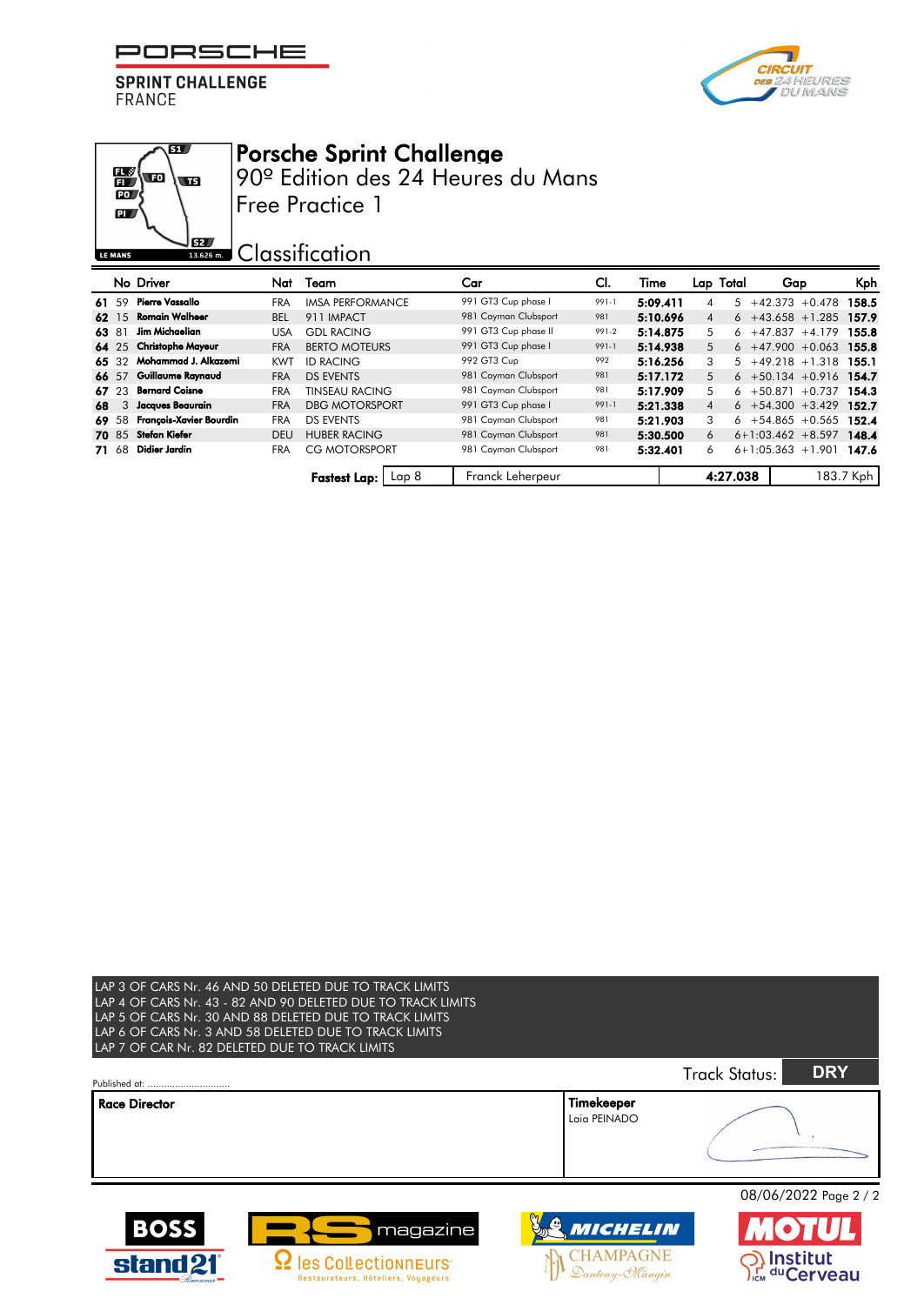PORSCHE
SPRINT CHALLENGE
FRANCE

# Porsche Sprint Challenge

90º Edition des 24 Heures du Mans

Free Practice 1

## Classification

| | No | Driver | Nat | Team | Car | Cl. | Time | Lap | Total | Gap | | Kph |
|---|---|---|---|---|---|---|---|---|---|---|---|---|
| 61 | 59 | Pierre Vassallo | FRA | IMSA PERFORMANCE | 991 GT3 Cup phase I | 991-1 | 5:09.411 | 4 | 5 | +42.373 | +0.478 | 158.5 |
| 62 | 15 | Romain Walheer | BEL | 911 IMPACT | 981 Cayman Clubsport | 981 | 5:10.696 | 4 | 6 | +43.658 | +1.285 | 157.9 |
| 63 | 81 | Jim Michaelian | USA | GDL RACING | 991 GT3 Cup phase II | 991-2 | 5:14.875 | 5 | 6 | +47.837 | +4.179 | 155.8 |
| 64 | 25 | Christophe Mayeur | FRA | BERTO MOTEURS | 991 GT3 Cup phase I | 991-1 | 5:14.938 | 5 | 6 | +47.900 | +0.063 | 155.8 |
| 65 | 32 | Mohammad J. Alkazemi | KWT | ID RACING | 992 GT3 Cup | 992 | 5:16.256 | 3 | 5 | +49.218 | +1.318 | 155.1 |
| 66 | 57 | Guillaume Raynaud | FRA | DS EVENTS | 981 Cayman Clubsport | 981 | 5:17.172 | 5 | 6 | +50.134 | +0.916 | 154.7 |
| 67 | 23 | Bernard Coisne | FRA | TINSEAU RACING | 981 Cayman Clubsport | 981 | 5:17.909 | 5 | 6 | +50.871 | +0.737 | 154.3 |
| 68 | 3 | Jacques Beaurain | FRA | DBG MOTORSPORT | 991 GT3 Cup phase I | 991-1 | 5:21.338 | 4 | 6 | +54.300 | +3.429 | 152.7 |
| 69 | 58 | François-Xavier Bourdin | FRA | DS EVENTS | 981 Cayman Clubsport | 981 | 5:21.903 | 3 | 6 | +54.865 | +0.565 | 152.4 |
| 70 | 85 | Stefan Kiefer | DEU | HUBER RACING | 981 Cayman Clubsport | 981 | 5:30.500 | 6 | 6+ | 1:03.462 | +8.597 | 148.4 |
| 71 | 68 | Didier Jardin | FRA | CG MOTORSPORT | 981 Cayman Clubsport | 981 | 5:32.401 | 6 | 6+ | 1:05.363 | +1.901 | 147.6 |

**Fastest Lap:** Lap 8 | Franck Leherpeur | **4:27.038** | 183.7 Kph

LAP 3 OF CARS Nr. 46 AND 50 DELETED DUE TO TRACK LIMITS
LAP 4 OF CARS Nr. 43 - 82 AND 90 DELETED DUE TO TRACK LIMITS
LAP 5 OF CARS Nr. 30 AND 88 DELETED DUE TO TRACK LIMITS
LAP 6 OF CARS Nr. 3 AND 58 DELETED DUE TO TRACK LIMITS
LAP 7 OF CAR Nr. 82 DELETED DUE TO TRACK LIMITS

Track Status: **DRY**

Published at: ..............................

**Race Director**

**Timekeeper**
Laia PEINADO

08/06/2022